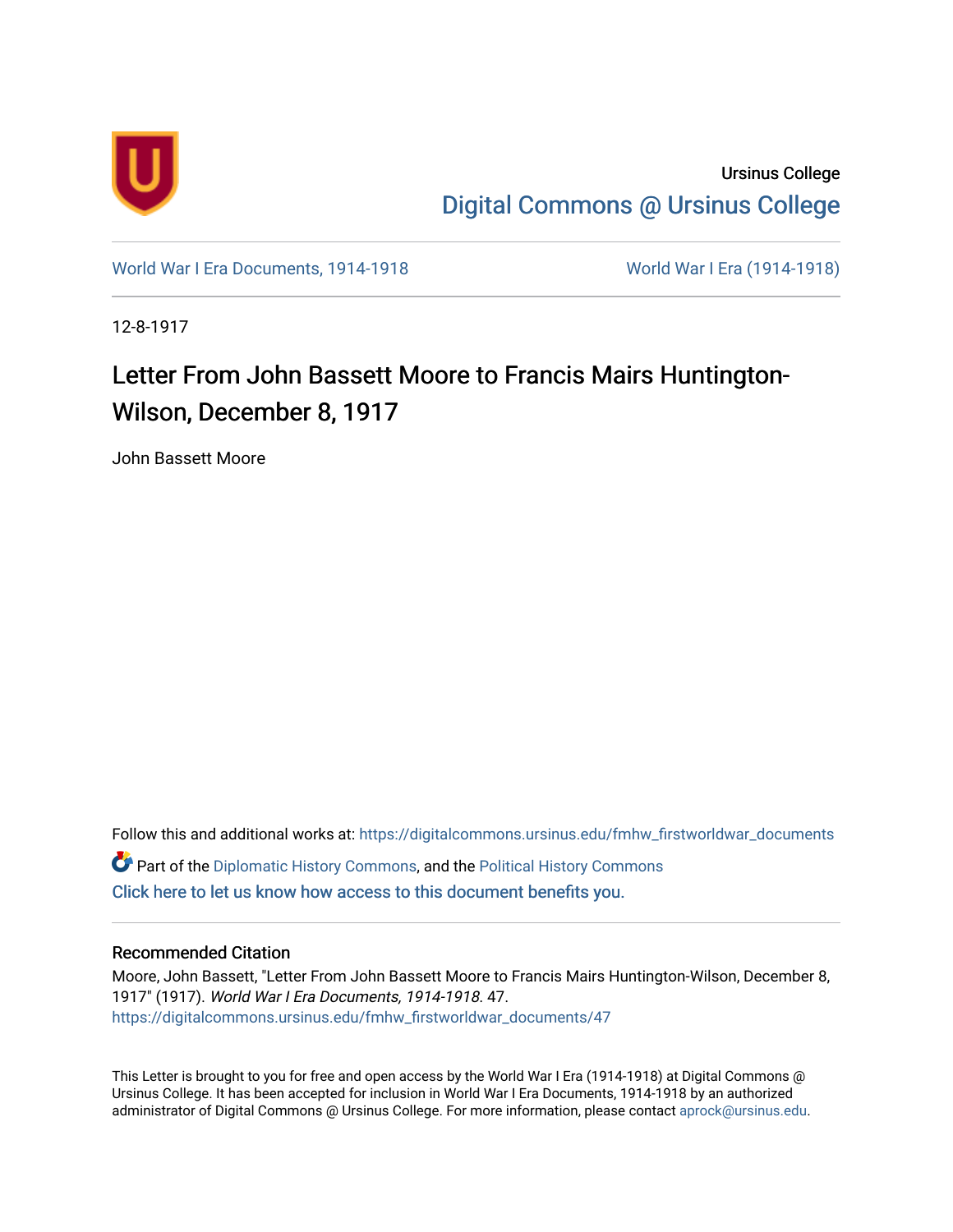Ursinus College

Digital Commons @ Ursinus College

World War I Era Documents, 1914-1918 | World War I Era (1914-1918)

12-8-1917

# Letter From John Bassett Moore to Francis Mairs Huntington-Wilson, December 8, 1917

John Bassett Moore

Follow this and additional works at: https://digitalcommons.ursinus.edu/fmhw_firstworldwar_documents

Part of the Diplomatic History Commons, and the Political History Commons

Click here to let us know how access to this document benefits you.

## Recommended Citation

Moore, John Bassett, "Letter From John Bassett Moore to Francis Mairs Huntington-Wilson, December 8, 1917" (1917). *World War I Era Documents, 1914-1918*. 47.
https://digitalcommons.ursinus.edu/fmhw_firstworldwar_documents/47

This Letter is brought to you for free and open access by the World War I Era (1914-1918) at Digital Commons @ Ursinus College. It has been accepted for inclusion in World War I Era Documents, 1914-1918 by an authorized administrator of Digital Commons @ Ursinus College. For more information, please contact aprock@ursinus.edu.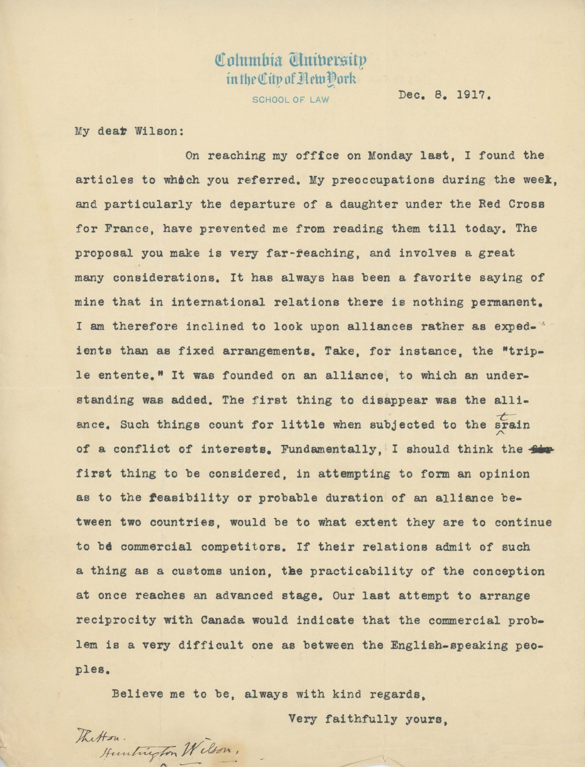Columbia University
in the City of New York

SCHOOL OF LAW

Dec. 8. 1917.

My deat Wilson:

On reaching my offfce on Monday last, I found the articles to which you referred. My preoccupations during the week, and particularly the departure of a daughter under the Red Cross for France, have prevented me from reading them till today. The proposal you make is very far-feaching, and involves a great many considerations. It has always has been a favorite saying of mine that in international relations there is nothing permanent. I am therefore inclined to look upon alliances rather as expedients than as fixed arrangements. Take, for instance, the "triple entente." It was founded on an alliance, to which an understanding was added. The first thing to disappear was the alliance. Such things count for little when subjected to the strain of a conflict of interests. Fundamentally, I should think the ~~fir~~ first thing to be considered, in attempting to form an opinion as to the feasibility or probable duration of an alliance between two countries, would be to what extent they are to continue to be commercial competitors. If their relations admit of such a thing as a customs union, the practicability of the conception at once reaches an advanced stage. Our last attempt to arrange reciprocity with Canada would indicate that the commercial problem is a very difficult one as between the English-speaking peoples.

Believe me to be, always with kind regards,

Very faithfully yours,

The Hon.
Huntington Wilson,